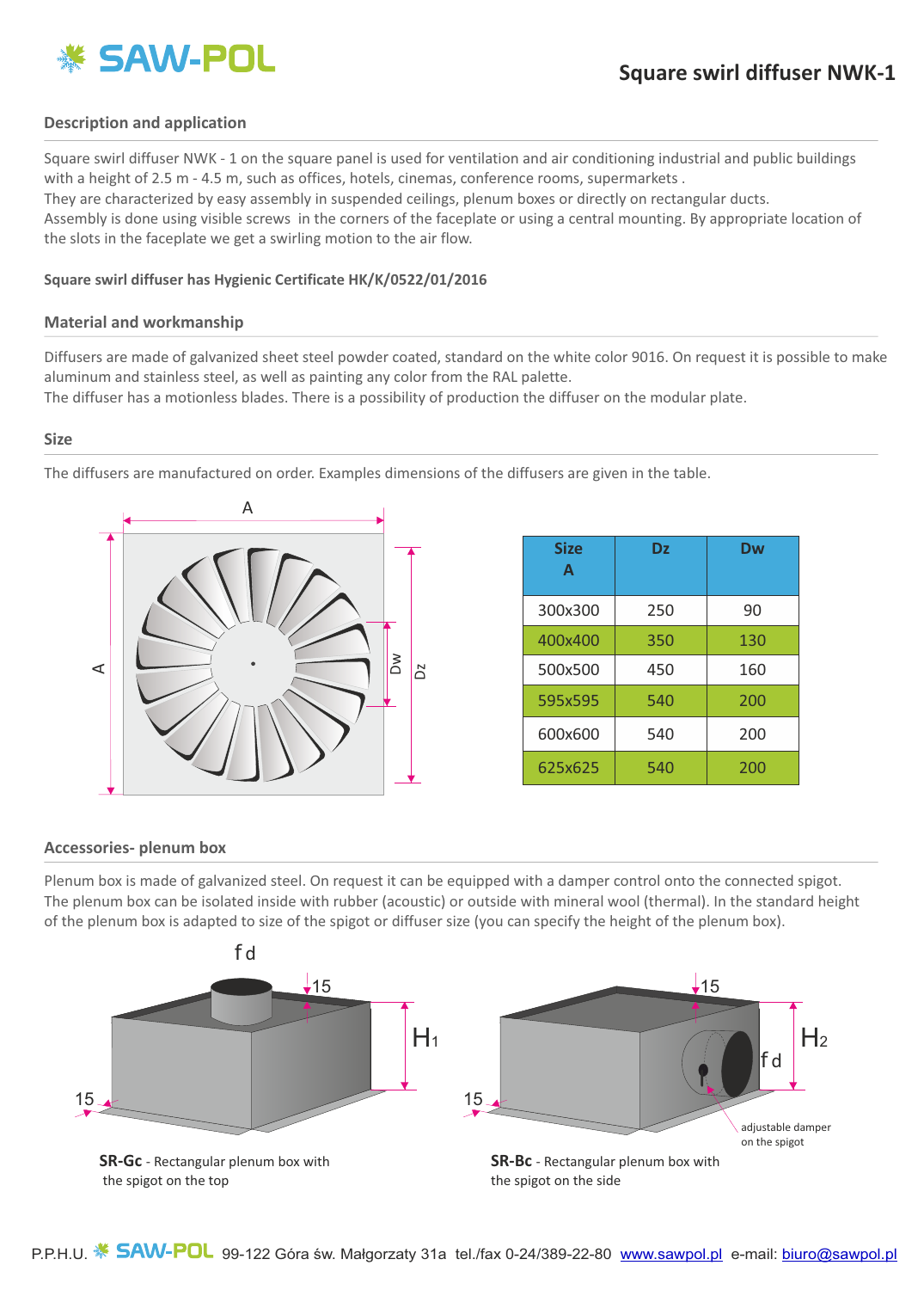# Square swirl diffuser NWK-1

## Description and application

Square swirl diffuser NWK - 1 on the square panel is used for ventilation and air conditioning industrial and public buildings with a height of 2.5 m - 4.5 m, such as offices, hotels, cinemas, conference rooms, supermarkets .
They are characterized by easy assembly in suspended ceilings, plenum boxes or directly on rectangular ducts.
Assembly is done using visible screws in the corners of the faceplate or using a central mounting. By appropriate location of the slots in the faceplate we get a swirling motion to the air flow.

**Square swirl diffuser has Hygienic Certificate HK/K/0522/01/2016**

## Material and workmanship

Diffusers are made of galvanized sheet steel powder coated, standard on the white color 9016. On request it is possible to make aluminum and stainless steel, as well as painting any color from the RAL palette.
The diffuser has a motionless blades. There is a possibility of production the diffuser on the modular plate.

## Size

The diffusers are manufactured on order. Examples dimensions of the diffusers are given in the table.

| Size A | Dz | Dw |
|---|---|---|
| 300x300 | 250 | 90 |
| 400x400 | 350 | 130 |
| 500x500 | 450 | 160 |
| 595x595 | 540 | 200 |
| 600x600 | 540 | 200 |
| 625x625 | 540 | 200 |

## Accessories- plenum box

Plenum box is made of galvanized steel. On request it can be equipped with a damper control onto the connected spigot.
The plenum box can be isolated inside with rubber (acoustic) or outside with mineral wool (thermal). In the standard height of the plenum box is adapted to size of the spigot or diffuser size (you can specify the height of the plenum box).

**SR-Gc** - Rectangular plenum box with the spigot on the top

**SR-Bc** - Rectangular plenum box with the spigot on the side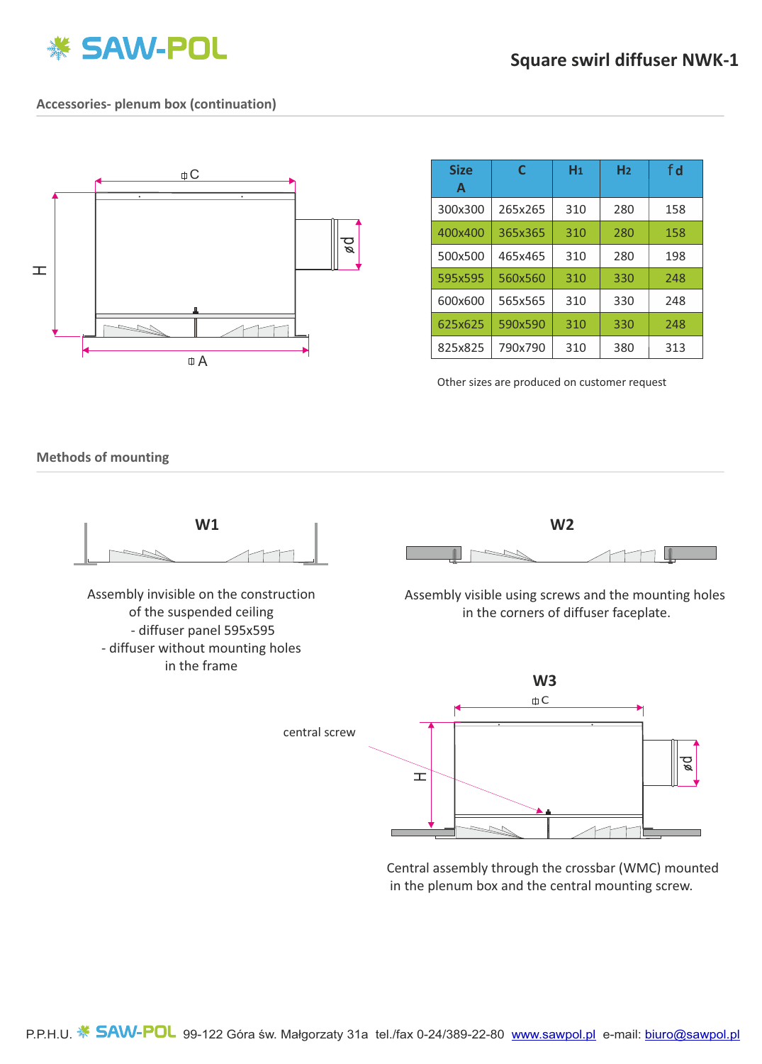## Accessories- plenum box (continuation)

| Size A | C | H1 | H2 | f d |
|---|---|---|---|---|
| 300x300 | 265x265 | 310 | 280 | 158 |
| 400x400 | 365x365 | 310 | 280 | 158 |
| 500x500 | 465x465 | 310 | 280 | 198 |
| 595x595 | 560x560 | 310 | 330 | 248 |
| 600x600 | 565x565 | 310 | 330 | 248 |
| 625x625 | 590x590 | 310 | 330 | 248 |
| 825x825 | 790x790 | 310 | 380 | 313 |

Other sizes are produced on customer request

## Methods of mounting

**W1**

Assembly invisible on the construction of the suspended ceiling
- diffuser panel 595x595
- diffuser without mounting holes in the frame

**W2**

Assembly visible using screws and the mounting holes in the corners of diffuser faceplate.

**W3**

central screw

Central assembly through the crossbar (WMC) mounted in the plenum box and the central mounting screw.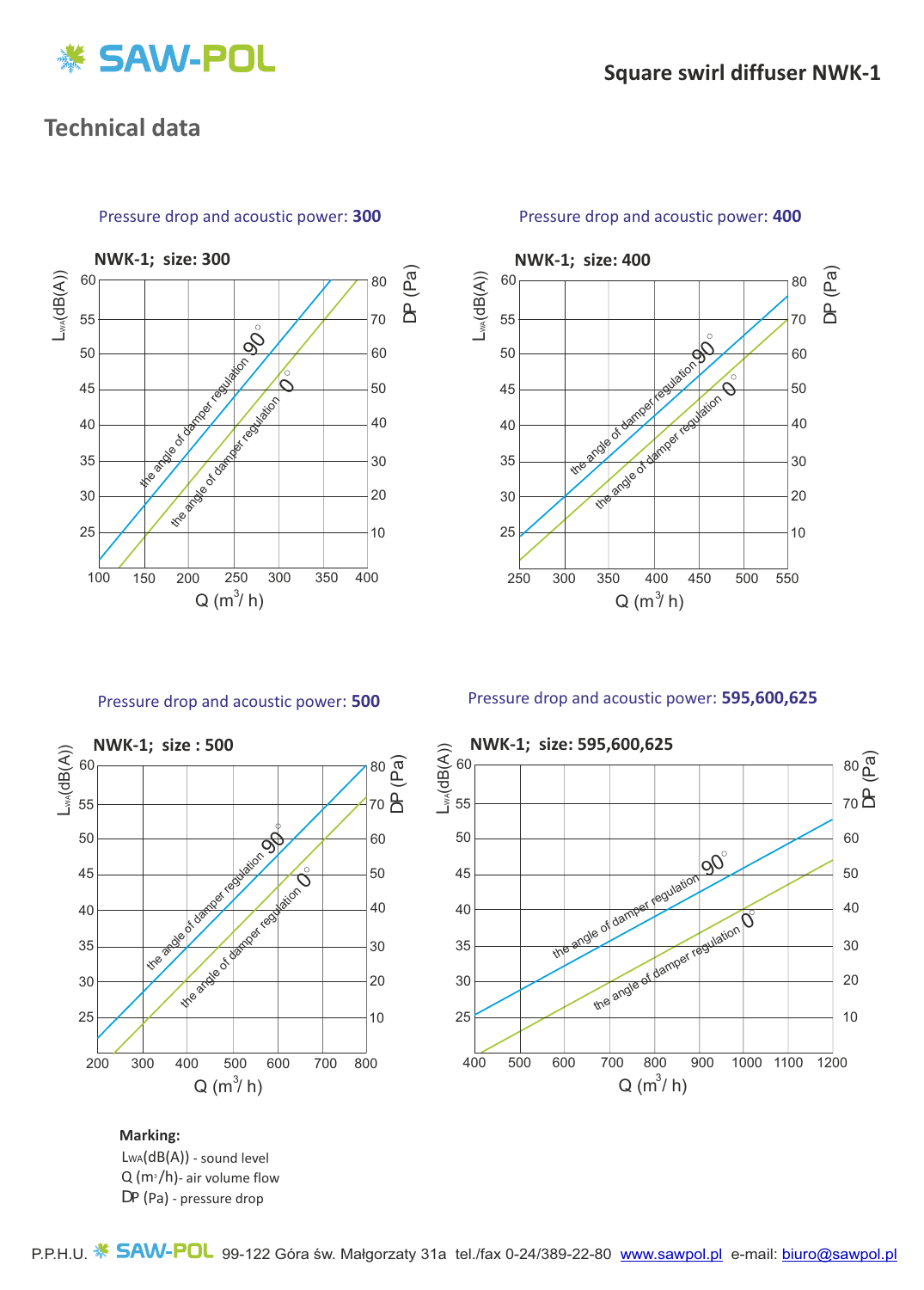## Technical data

Pressure drop and acoustic power: **300**

**NWK-1; size: 300**

Pressure drop and acoustic power: **400**

**NWK-1; size: 400**

Pressure drop and acoustic power: **500**

**NWK-1; size : 500**

Pressure drop and acoustic power: **595,600,625**

**NWK-1; size: 595,600,625**

**Marking:**

$L_{WA}$(dB(A)) - sound level

Q ($m^3$/h)- air volume flow

DP (Pa) - pressure drop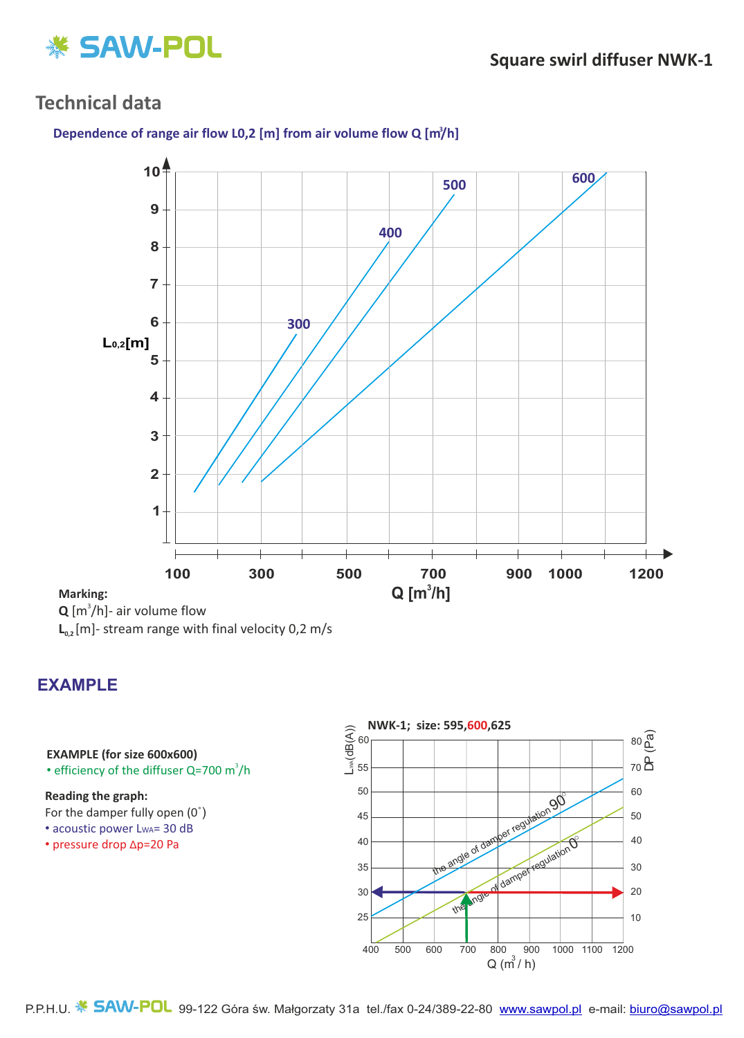# Technical data

### Dependence of range air flow L0,2 [m] from air volume flow Q [m³/h]

**Marking:**

**Q** [m³/h]- air volume flow

$L_{0,2}$ [m]- stream range with final velocity 0,2 m/s

## EXAMPLE

**EXAMPLE (for size 600x600)**

- efficiency of the diffuser Q=700 m³/h

**Reading the graph:**

For the damper fully open (0˚)

- acoustic power $L_{WA}$= 30 dB
- pressure drop Δp=20 Pa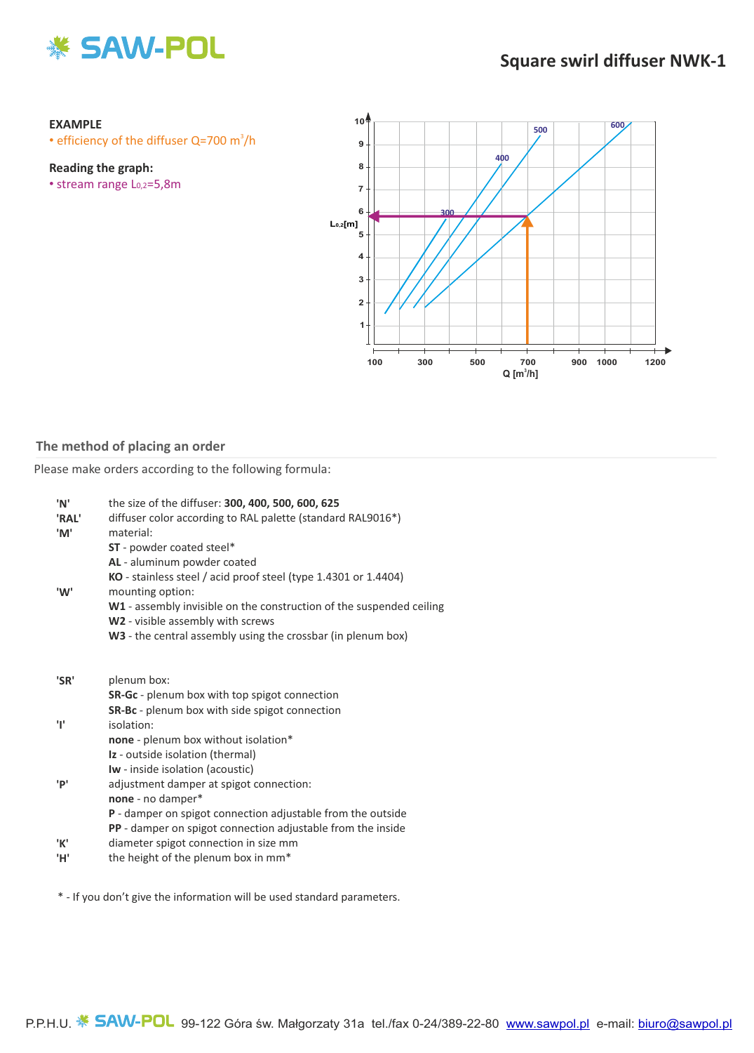# Square swirl diffuser NWK-1

**EXAMPLE**

- efficiency of the diffuser Q=700 $m^3$/h

**Reading the graph:**

- stream range $L_{0,2}$=5,8m

10
9
8
7
6
5
4
3
2
1
$L_{0,2}$[m]
300
400
500
600
100
300
500
700
900
1000
1200
Q [$m^3$/h]

## The method of placing an order

Please make orders according to the following formula:

**'N'** the size of the diffuser: **300, 400, 500, 600, 625**

**'RAL'** diffuser color according to RAL palette (standard RAL9016*)

**'M'** material:
- **ST** - powder coated steel*
- **AL** - aluminum powder coated
- **KO** - stainless steel / acid proof steel (type 1.4301 or 1.4404)

**'W'** mounting option:
- **W1** - assembly invisible on the construction of the suspended ceiling
- **W2** - visible assembly with screws
- **W3** - the central assembly using the crossbar (in plenum box)

**'SR'** plenum box:
- **SR-Gc** - plenum box with top spigot connection
- **SR-Bc** - plenum box with side spigot connection

**'I'** isolation:
- **none** - plenum box without isolation*
- **Iz** - outside isolation (thermal)
- **Iw** - inside isolation (acoustic)

**'P'** adjustment damper at spigot connection:
- **none** - no damper*
- **P** - damper on spigot connection adjustable from the outside
- **PP** - damper on spigot connection adjustable from the inside

**'K'** diameter spigot connection in size mm

**'H'** the height of the plenum box in mm*

\* - If you don't give the information will be used standard parameters.

P.P.H.U. SAW-POL 99-122 Góra św. Małgorzaty 31a tel./fax 0-24/389-22-80 www.sawpol.pl e-mail: biuro@sawpol.pl